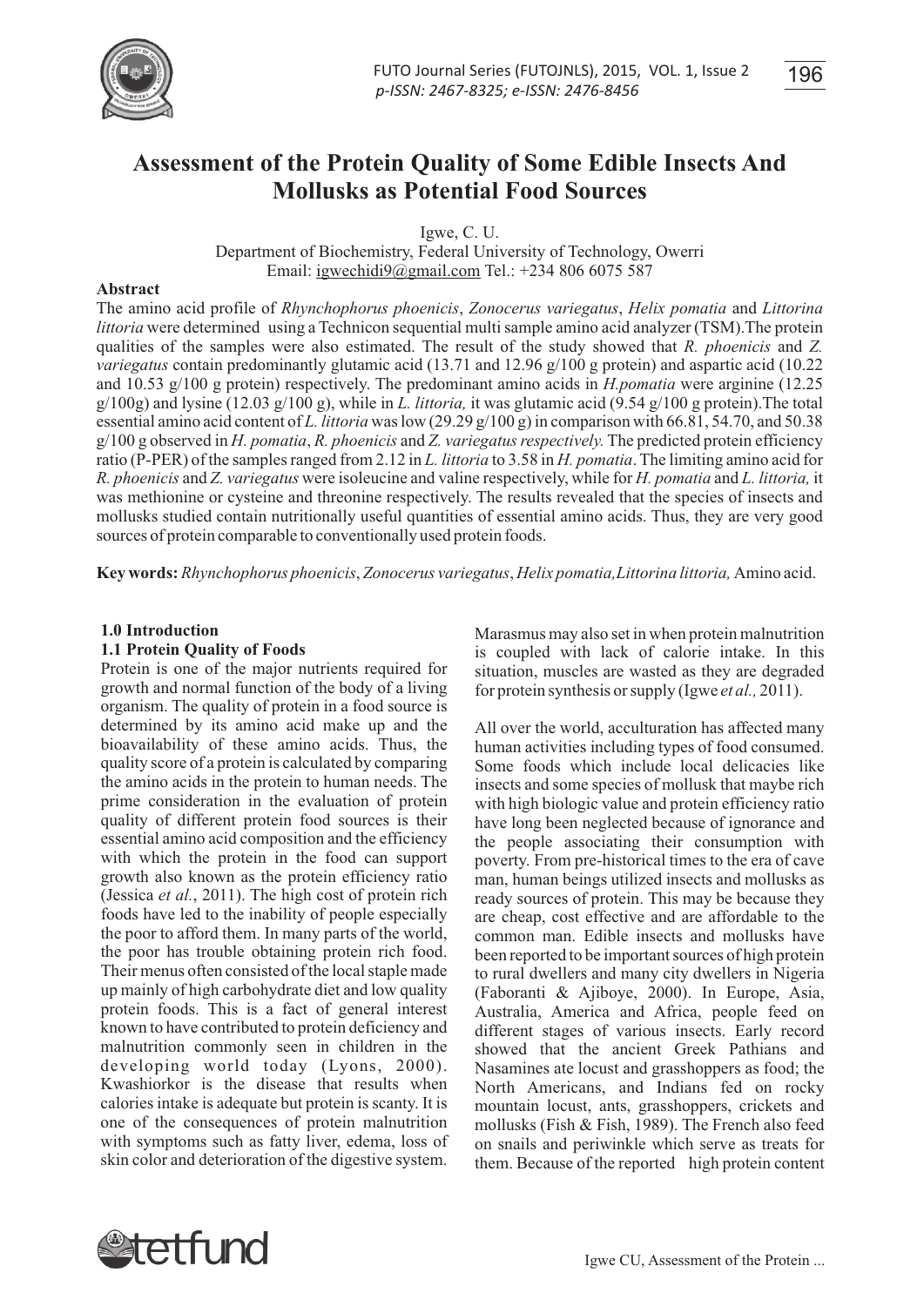# Assessment of the Protein Quality of Some Edible Insects And Mollusks as Potential Food Sources

Igwe, C. U.

Department of Biochemistry, Federal University of Technology, Owerri

Email: igwechidi9@gmail.com Tel.: +234 806 6075 587

## Abstract

The amino acid profile of *Rhynchophorus phoenicis*, *Zonocerus variegatus*, *Helix pomatia* and *Littorina littoria* were determined using a Technicon sequential multi sample amino acid analyzer (TSM).The protein qualities of the samples were also estimated. The result of the study showed that *R. phoenicis* and *Z. variegatus* contain predominantly glutamic acid (13.71 and 12.96 g/100 g protein) and aspartic acid (10.22 and 10.53 g/100 g protein) respectively. The predominant amino acids in *H.pomatia* were arginine (12.25 g/100g) and lysine (12.03 g/100 g), while in *L. littoria,* it was glutamic acid (9.54 g/100 g protein).The total essential amino acid content of *L. littoria* was low (29.29 g/100 g) in comparison with 66.81, 54.70, and 50.38 g/100 g observed in *H. pomatia*, *R. phoenicis* and *Z. variegatus respectively.* The predicted protein efficiency ratio (P-PER) of the samples ranged from 2.12 in *L. littoria* to 3.58 in *H. pomatia*. The limiting amino acid for *R. phoenicis* and *Z. variegatus* were isoleucine and valine respectively, while for *H. pomatia* and *L. littoria,* it was methionine or cysteine and threonine respectively. The results revealed that the species of insects and mollusks studied contain nutritionally useful quantities of essential amino acids. Thus, they are very good sources of protein comparable to conventionally used protein foods.

**Key words:** *Rhynchophorus phoenicis*, *Zonocerus variegatus*, *Helix pomatia,Littorina littoria,* Amino acid.

## 1.0 Introduction

### 1.1 Protein Quality of Foods

Protein is one of the major nutrients required for growth and normal function of the body of a living organism. The quality of protein in a food source is determined by its amino acid make up and the bioavailability of these amino acids. Thus, the quality score of a protein is calculated by comparing the amino acids in the protein to human needs. The prime consideration in the evaluation of protein quality of different protein food sources is their essential amino acid composition and the efficiency with which the protein in the food can support growth also known as the protein efficiency ratio (Jessica *et al.*, 2011). The high cost of protein rich foods have led to the inability of people especially the poor to afford them. In many parts of the world, the poor has trouble obtaining protein rich food. Their menus often consisted of the local staple made up mainly of high carbohydrate diet and low quality protein foods. This is a fact of general interest known to have contributed to protein deficiency and malnutrition commonly seen in children in the developing world today (Lyons, 2000). Kwashiorkor is the disease that results when calories intake is adequate but protein is scanty. It is one of the consequences of protein malnutrition with symptoms such as fatty liver, edema, loss of skin color and deterioration of the digestive system. Marasmus may also set in when protein malnutrition is coupled with lack of calorie intake. In this situation, muscles are wasted as they are degraded for protein synthesis or supply (Igwe *et al.,* 2011).

All over the world, acculturation has affected many human activities including types of food consumed. Some foods which include local delicacies like insects and some species of mollusk that maybe rich with high biologic value and protein efficiency ratio have long been neglected because of ignorance and the people associating their consumption with poverty. From pre-historical times to the era of cave man, human beings utilized insects and mollusks as ready sources of protein. This may be because they are cheap, cost effective and are affordable to the common man. Edible insects and mollusks have been reported to be important sources of high protein to rural dwellers and many city dwellers in Nigeria (Faboranti & Ajiboye, 2000). In Europe, Asia, Australia, America and Africa, people feed on different stages of various insects. Early record showed that the ancient Greek Pathians and Nasamines ate locust and grasshoppers as food; the North Americans, and Indians fed on rocky mountain locust, ants, grasshoppers, crickets and mollusks (Fish & Fish, 1989). The French also feed on snails and periwinkle which serve as treats for them. Because of the reported high protein content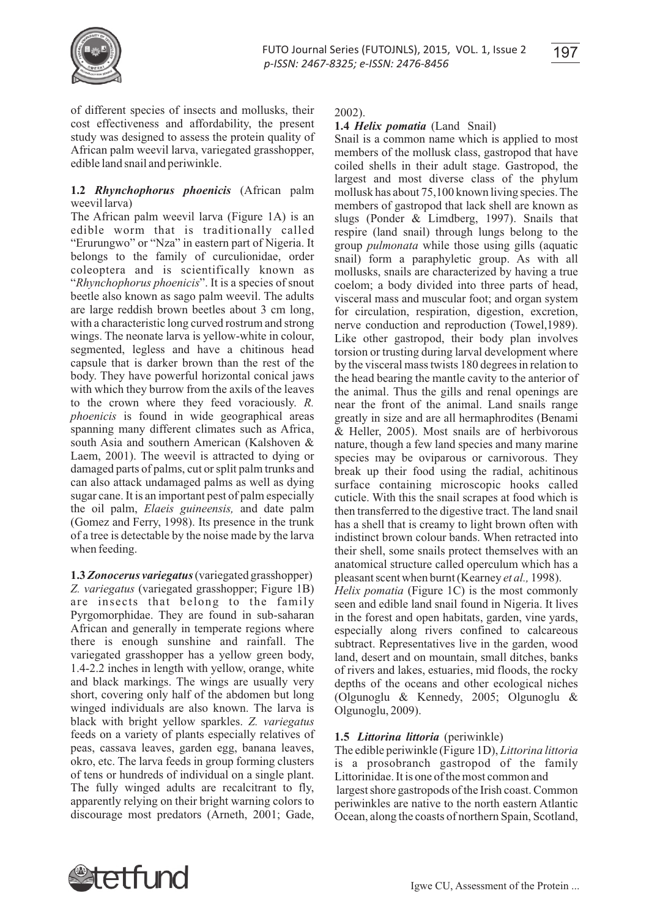of different species of insects and mollusks, their cost effectiveness and affordability, the present study was designed to assess the protein quality of African palm weevil larva, variegated grasshopper, edible land snail and periwinkle.

### 1.2 *Rhynchophorus phoenicis* (African palm weevil larva)

The African palm weevil larva (Figure 1A) is an edible worm that is traditionally called "Erurungwo" or "Nza" in eastern part of Nigeria. It belongs to the family of curculionidae, order coleoptera and is scientifically known as "*Rhynchophorus phoenicis*". It is a species of snout beetle also known as sago palm weevil. The adults are large reddish brown beetles about 3 cm long, with a characteristic long curved rostrum and strong wings. The neonate larva is yellow-white in colour, segmented, legless and have a chitinous head capsule that is darker brown than the rest of the body. They have powerful horizontal conical jaws with which they burrow from the axils of the leaves to the crown where they feed voraciously. *R. phoenicis* is found in wide geographical areas spanning many different climates such as Africa, south Asia and southern American (Kalshoven & Laem, 2001). The weevil is attracted to dying or damaged parts of palms, cut or split palm trunks and can also attack undamaged palms as well as dying sugar cane. It is an important pest of palm especially the oil palm, *Elaeis guineensis,* and date palm (Gomez and Ferry, 1998). Its presence in the trunk of a tree is detectable by the noise made by the larva when feeding.

### 1.3 *Zonocerus variegatus* (variegated grasshopper)

*Z. variegatus* (variegated grasshopper; Figure 1B) are insects that belong to the family Pyrgomorphidae. They are found in sub-saharan African and generally in temperate regions where there is enough sunshine and rainfall. The variegated grasshopper has a yellow green body, 1.4-2.2 inches in length with yellow, orange, white and black markings. The wings are usually very short, covering only half of the abdomen but long winged individuals are also known. The larva is black with bright yellow sparkles. *Z. variegatus* feeds on a variety of plants especially relatives of peas, cassava leaves, garden egg, banana leaves, okro, etc. The larva feeds in group forming clusters of tens or hundreds of individual on a single plant. The fully winged adults are recalcitrant to fly, apparently relying on their bright warning colors to discourage most predators (Arneth, 2001; Gade, 2002).

### 1.4 *Helix pomatia* (Land Snail)

Snail is a common name which is applied to most members of the mollusk class, gastropod that have coiled shells in their adult stage. Gastropod, the largest and most diverse class of the phylum mollusk has about 75,100 known living species. The members of gastropod that lack shell are known as slugs (Ponder & Limdberg, 1997). Snails that respire (land snail) through lungs belong to the group *pulmonata* while those using gills (aquatic snail) form a paraphyletic group. As with all mollusks, snails are characterized by having a true coelom; a body divided into three parts of head, visceral mass and muscular foot; and organ system for circulation, respiration, digestion, excretion, nerve conduction and reproduction (Towel,1989). Like other gastropod, their body plan involves torsion or trusting during larval development where by the visceral mass twists 180 degrees in relation to the head bearing the mantle cavity to the anterior of the animal. Thus the gills and renal openings are near the front of the animal. Land snails range greatly in size and are all hermaphrodites (Benami & Heller, 2005). Most snails are of herbivorous nature, though a few land species and many marine species may be oviparous or carnivorous. They break up their food using the radial, achitinous surface containing microscopic hooks called cuticle. With this the snail scrapes at food which is then transferred to the digestive tract. The land snail has a shell that is creamy to light brown often with indistinct brown colour bands. When retracted into their shell, some snails protect themselves with an anatomical structure called operculum which has a pleasant scent when burnt (Kearney *et al.,* 1998).

*Helix pomatia* (Figure 1C) is the most commonly seen and edible land snail found in Nigeria. It lives in the forest and open habitats, garden, vine yards, especially along rivers confined to calcareous subtract. Representatives live in the garden, wood land, desert and on mountain, small ditches, banks of rivers and lakes, estuaries, mid floods, the rocky depths of the oceans and other ecological niches (Olgunoglu & Kennedy, 2005; Olgunoglu & Olgunoglu, 2009).

### 1.5 *Littorina littoria* (periwinkle)

The edible periwinkle (Figure 1D), *Littorina littoria* is a prosobranch gastropod of the family Littorinidae. It is one of the most common and largest shore gastropods of the Irish coast. Common periwinkles are native to the north eastern Atlantic Ocean, along the coasts of northern Spain, Scotland,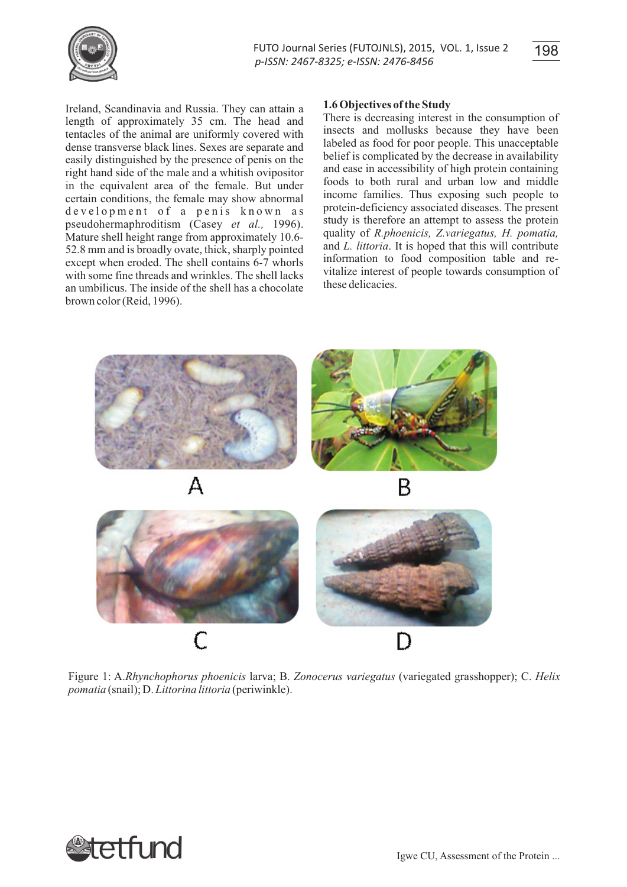Ireland, Scandinavia and Russia. They can attain a length of approximately 35 cm. The head and tentacles of the animal are uniformly covered with dense transverse black lines. Sexes are separate and easily distinguished by the presence of penis on the right hand side of the male and a whitish ovipositor in the equivalent area of the female. But under certain conditions, the female may show abnormal development of a penis known as pseudohermaphroditism (Casey *et al.,* 1996). Mature shell height range from approximately 10.6-52.8 mm and is broadly ovate, thick, sharply pointed except when eroded. The shell contains 6-7 whorls with some fine threads and wrinkles. The shell lacks an umbilicus. The inside of the shell has a chocolate brown color (Reid, 1996).

### 1.6 Objectives of the Study

There is decreasing interest in the consumption of insects and mollusks because they have been labeled as food for poor people. This unacceptable belief is complicated by the decrease in availability and ease in accessibility of high protein containing foods to both rural and urban low and middle income families. Thus exposing such people to protein-deficiency associated diseases. The present study is therefore an attempt to assess the protein quality of *R.phoenicis, Z.variegatus, H. pomatia,* and *L. littoria*. It is hoped that this will contribute information to food composition table and re-vitalize interest of people towards consumption of these delicacies.

A B C D

Figure 1: A.*Rhynchophorus phoenicis* larva; B. *Zonocerus variegatus* (variegated grasshopper); C. *Helix pomatia* (snail); D. *Littorina littoria* (periwinkle).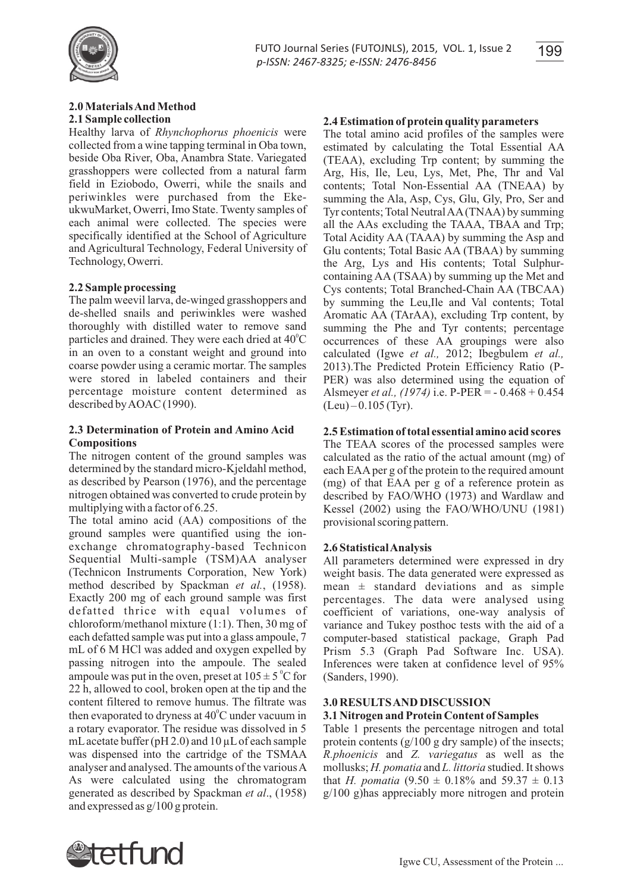## 2.0 Materials And Method

### 2.1 Sample collection

Healthy larva of *Rhynchophorus phoenicis* were collected from a wine tapping terminal in Oba town, beside Oba River, Oba, Anambra State. Variegated grasshoppers were collected from a natural farm field in Eziobodo, Owerri, while the snails and periwinkles were purchased from the Eke-ukwuMarket, Owerri, Imo State. Twenty samples of each animal were collected. The species were specifically identified at the School of Agriculture and Agricultural Technology, Federal University of Technology, Owerri.

### 2.2 Sample processing

The palm weevil larva, de-winged grasshoppers and de-shelled snails and periwinkles were washed thoroughly with distilled water to remove sand particles and drained. They were each dried at $40^0$C in an oven to a constant weight and ground into coarse powder using a ceramic mortar. The samples were stored in labeled containers and their percentage moisture content determined as described by AOAC (1990).

### 2.3 Determination of Protein and Amino Acid Compositions

The nitrogen content of the ground samples was determined by the standard micro-Kjeldahl method, as described by Pearson (1976), and the percentage nitrogen obtained was converted to crude protein by multiplying with a factor of 6.25.

The total amino acid (AA) compositions of the ground samples were quantified using the ion-exchange chromatography-based Technicon Sequential Multi-sample (TSM)AA analyser (Technicon Instruments Corporation, New York) method described by Spackman *et al.*, (1958). Exactly 200 mg of each ground sample was first defatted thrice with equal volumes of chloroform/methanol mixture (1:1). Then, 30 mg of each defatted sample was put into a glass ampoule, 7 mL of 6 M HCl was added and oxygen expelled by passing nitrogen into the ampoule. The sealed ampoule was put in the oven, preset at $105 \pm 5$ $^0$C for 22 h, allowed to cool, broken open at the tip and the content filtered to remove humus. The filtrate was then evaporated to dryness at $40^0$C under vacuum in a rotary evaporator. The residue was dissolved in 5 mL acetate buffer (pH 2.0) and 10 µL of each sample was dispensed into the cartridge of the TSMAA analyser and analysed. The amounts of the various AAs were calculated using the chromatogram generated as described by Spackman *et al*., (1958) and expressed as g/100 g protein.

### 2.4 Estimation of protein quality parameters

The total amino acid profiles of the samples were estimated by calculating the Total Essential AA (TEAA), excluding Trp content; by summing the Arg, His, Ile, Leu, Lys, Met, Phe, Thr and Val contents; Total Non-Essential AA (TNEAA) by summing the Ala, Asp, Cys, Glu, Gly, Pro, Ser and Tyr contents; Total Neutral AA (TNAA) by summing all the AAs excluding the TAAA, TBAA and Trp; Total Acidity AA (TAAA) by summing the Asp and Glu contents; Total Basic AA (TBAA) by summing the Arg, Lys and His contents; Total Sulphur-containing AA (TSAA) by summing up the Met and Cys contents; Total Branched-Chain AA (TBCAA) by summing the Leu,Ile and Val contents; Total Aromatic AA (TArAA), excluding Trp content, by summing the Phe and Tyr contents; percentage occurrences of these AA groupings were also calculated (Igwe *et al.,* 2012; Ibegbulem *et al.,* 2013).The Predicted Protein Efficiency Ratio (P-PER) was also determined using the equation of Alsmeyer *et al., (1974)* i.e. P-PER = - 0.468 + 0.454 (Leu) – 0.105 (Tyr).

### 2.5 Estimation of total essential amino acid scores

The TEAA scores of the processed samples were calculated as the ratio of the actual amount (mg) of each EAA per g of the protein to the required amount (mg) of that EAA per g of a reference protein as described by FAO/WHO (1973) and Wardlaw and Kessel (2002) using the FAO/WHO/UNU (1981) provisional scoring pattern.

### 2.6 Statistical Analysis

All parameters determined were expressed in dry weight basis. The data generated were expressed as mean ± standard deviations and as simple percentages. The data were analysed using coefficient of variations, one-way analysis of variance and Tukey posthoc tests with the aid of a computer-based statistical package, Graph Pad Prism 5.3 (Graph Pad Software Inc. USA). Inferences were taken at confidence level of 95% (Sanders, 1990).

## 3.0 RESULTS AND DISCUSSION

### 3.1 Nitrogen and Protein Content of Samples

Table 1 presents the percentage nitrogen and total protein contents (g/100 g dry sample) of the insects; *R.phoenicis* and *Z. variegatus* as well as the mollusks; *H. pomatia* and *L. littoria* studied. It shows that *H. pomatia* (9.50 ± 0.18% and 59.37 ± 0.13 g/100 g)has appreciably more nitrogen and protein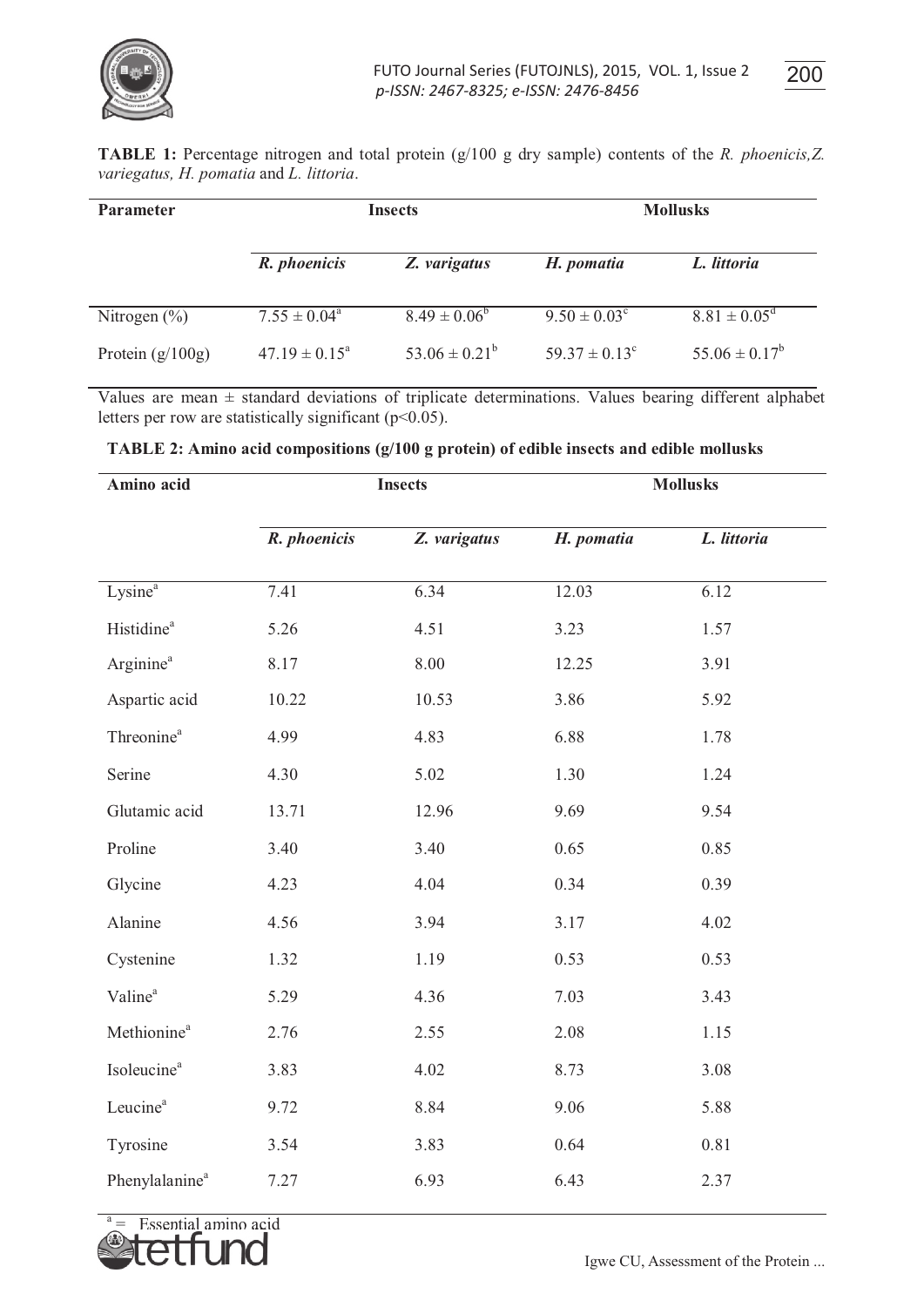**TABLE 1:** Percentage nitrogen and total protein (g/100 g dry sample) contents of the *R. phoenicis,Z. variegatus, H. pomatia* and *L. littoria*.

| Parameter | Insects | | Mollusks | |
|---|---|---|---|---|
| | *R. phoenicis* | *Z. varigatus* | *H. pomatia* | *L. littoria* |
| Nitrogen (%) | $7.55 \pm 0.04^{a}$ | $8.49 \pm 0.06^{b}$ | $9.50 \pm 0.03^{c}$ | $8.81 \pm 0.05^{d}$ |
| Protein (g/100g) | $47.19 \pm 0.15^{a}$ | $53.06 \pm 0.21^{b}$ | $59.37 \pm 0.13^{c}$ | $55.06 \pm 0.17^{b}$ |

Values are mean ± standard deviations of triplicate determinations. Values bearing different alphabet letters per row are statistically significant ($p<0.05$).

**TABLE 2: Amino acid compositions (g/100 g protein) of edible insects and edible mollusks**

| Amino acid | Insects | | Mollusks | |
|---|---|---|---|---|
| | *R. phoenicis* | *Z. varigatus* | *H. pomatia* | *L. littoria* |
| Lysine[a] | 7.41 | 6.34 | 12.03 | 6.12 |
| Histidine[a] | 5.26 | 4.51 | 3.23 | 1.57 |
| Arginine[a] | 8.17 | 8.00 | 12.25 | 3.91 |
| Aspartic acid | 10.22 | 10.53 | 3.86 | 5.92 |
| Threonine[a] | 4.99 | 4.83 | 6.88 | 1.78 |
| Serine | 4.30 | 5.02 | 1.30 | 1.24 |
| Glutamic acid | 13.71 | 12.96 | 9.69 | 9.54 |
| Proline | 3.40 | 3.40 | 0.65 | 0.85 |
| Glycine | 4.23 | 4.04 | 0.34 | 0.39 |
| Alanine | 4.56 | 3.94 | 3.17 | 4.02 |
| Cystenine | 1.32 | 1.19 | 0.53 | 0.53 |
| Valine[a] | 5.29 | 4.36 | 7.03 | 3.43 |
| Methionine[a] | 2.76 | 2.55 | 2.08 | 1.15 |
| Isoleucine[a] | 3.83 | 4.02 | 8.73 | 3.08 |
| Leucine[a] | 9.72 | 8.84 | 9.06 | 5.88 |
| Tyrosine | 3.54 | 3.83 | 0.64 | 0.81 |
| Phenylalanine[a] | 7.27 | 6.93 | 6.43 | 2.37 |

[a] = Essential amino acid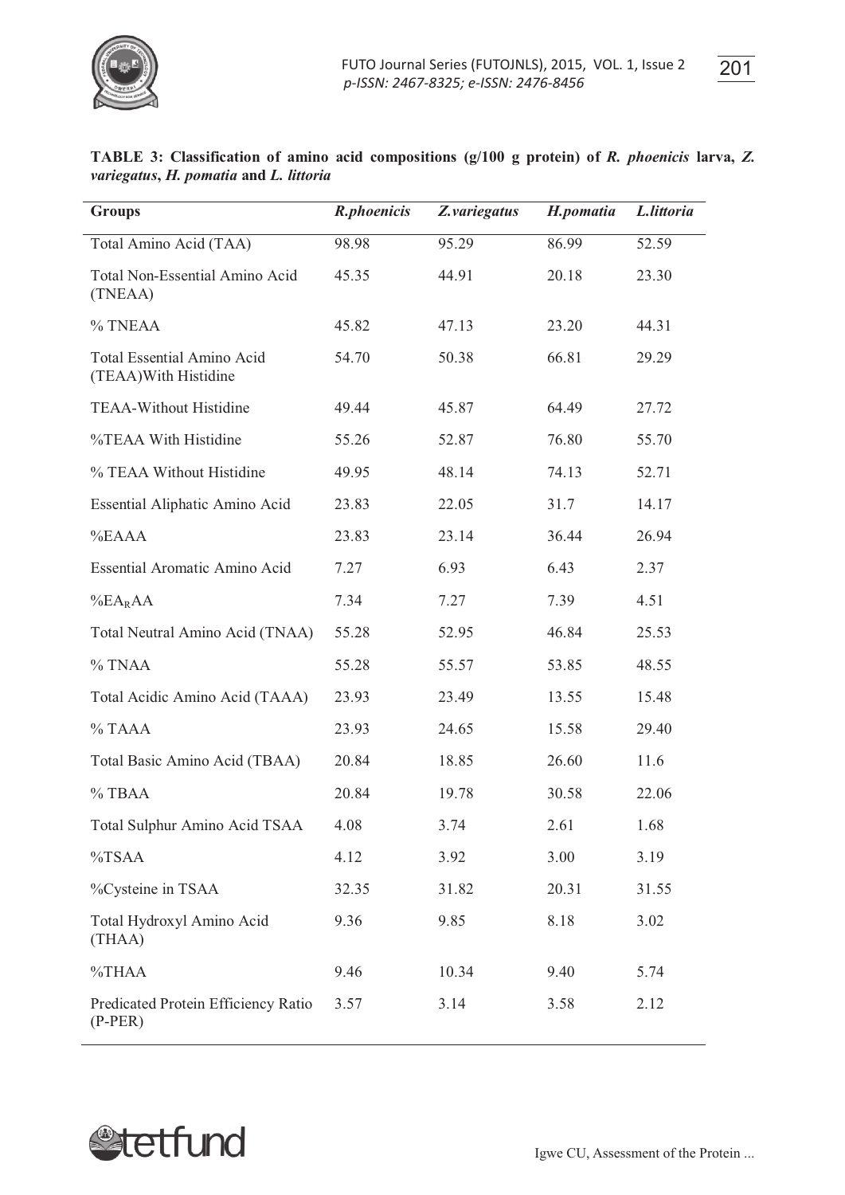**TABLE 3: Classification of amino acid compositions (g/100 g protein) of *R. phoenicis* larva, *Z. variegatus*, *H. pomatia* and *L. littoria***

| Groups | *R.phoenicis* | *Z.variegatus* | *H.pomatia* | *L.littoria* |
|---|---|---|---|---|
| Total Amino Acid (TAA) | 98.98 | 95.29 | 86.99 | 52.59 |
| Total Non-Essential Amino Acid (TNEAA) | 45.35 | 44.91 | 20.18 | 23.30 |
| % TNEAA | 45.82 | 47.13 | 23.20 | 44.31 |
| Total Essential Amino Acid (TEAA)With Histidine | 54.70 | 50.38 | 66.81 | 29.29 |
| TEAA-Without Histidine | 49.44 | 45.87 | 64.49 | 27.72 |
| %TEAA With Histidine | 55.26 | 52.87 | 76.80 | 55.70 |
| % TEAA Without Histidine | 49.95 | 48.14 | 74.13 | 52.71 |
| Essential Aliphatic Amino Acid | 23.83 | 22.05 | 31.7 | 14.17 |
| %EAAA | 23.83 | 23.14 | 36.44 | 26.94 |
| Essential Aromatic Amino Acid | 7.27 | 6.93 | 6.43 | 2.37 |
| $\%EA_RAA$ | 7.34 | 7.27 | 7.39 | 4.51 |
| Total Neutral Amino Acid (TNAA) | 55.28 | 52.95 | 46.84 | 25.53 |
| % TNAA | 55.28 | 55.57 | 53.85 | 48.55 |
| Total Acidic Amino Acid (TAAA) | 23.93 | 23.49 | 13.55 | 15.48 |
| % TAAA | 23.93 | 24.65 | 15.58 | 29.40 |
| Total Basic Amino Acid (TBAA) | 20.84 | 18.85 | 26.60 | 11.6 |
| % TBAA | 20.84 | 19.78 | 30.58 | 22.06 |
| Total Sulphur Amino Acid TSAA | 4.08 | 3.74 | 2.61 | 1.68 |
| %TSAA | 4.12 | 3.92 | 3.00 | 3.19 |
| %Cysteine in TSAA | 32.35 | 31.82 | 20.31 | 31.55 |
| Total Hydroxyl Amino Acid (THAA) | 9.36 | 9.85 | 8.18 | 3.02 |
| %THAA | 9.46 | 10.34 | 9.40 | 5.74 |
| Predicated Protein Efficiency Ratio (P-PER) | 3.57 | 3.14 | 3.58 | 2.12 |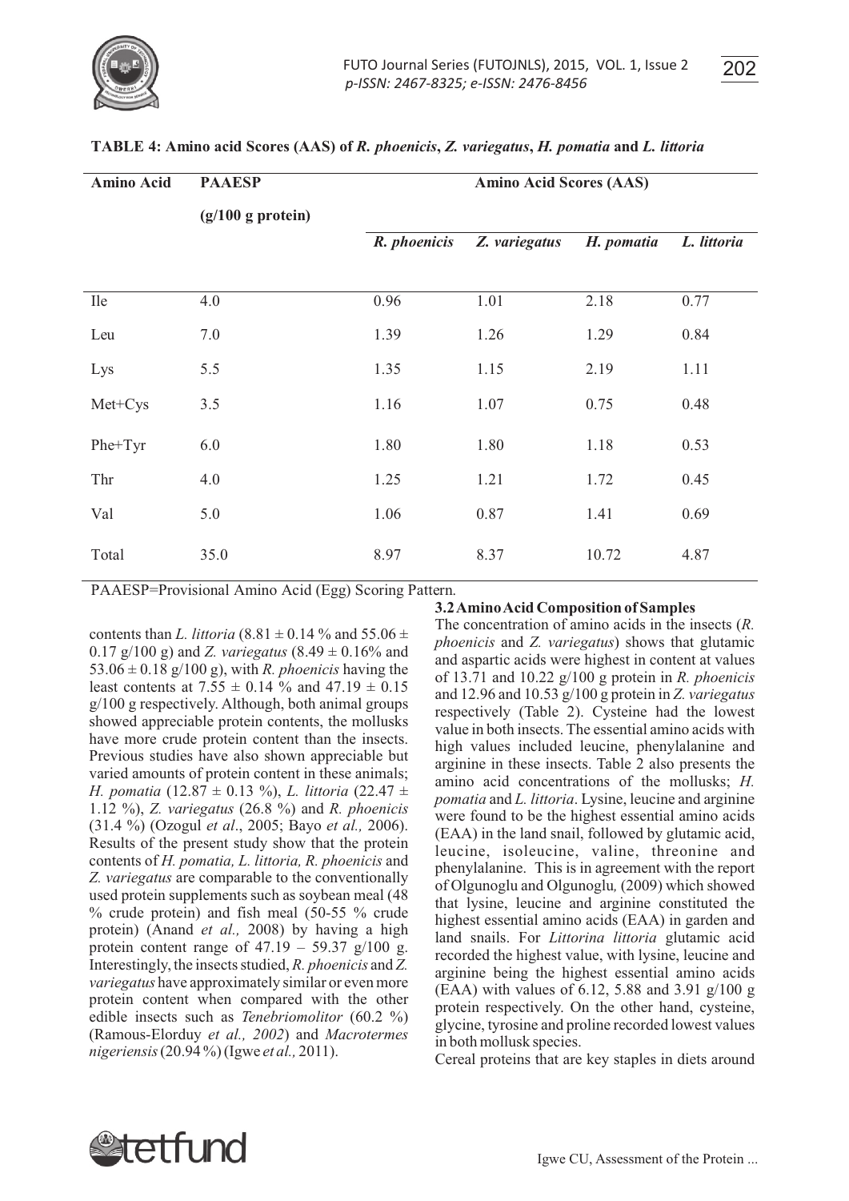**TABLE 4: Amino acid Scores (AAS) of *R. phoenicis*, *Z. variegatus*, *H. pomatia* and *L. littoria***

| Amino Acid | PAAESP (g/100 g protein) | Amino Acid Scores (AAS) | | | |
|---|---|---|---|---|---|
| | | *R. phoenicis* | *Z. variegatus* | *H. pomatia* | *L. littoria* |
| Ile | 4.0 | 0.96 | 1.01 | 2.18 | 0.77 |
| Leu | 7.0 | 1.39 | 1.26 | 1.29 | 0.84 |
| Lys | 5.5 | 1.35 | 1.15 | 2.19 | 1.11 |
| Met+Cys | 3.5 | 1.16 | 1.07 | 0.75 | 0.48 |
| Phe+Tyr | 6.0 | 1.80 | 1.80 | 1.18 | 0.53 |
| Thr | 4.0 | 1.25 | 1.21 | 1.72 | 0.45 |
| Val | 5.0 | 1.06 | 0.87 | 1.41 | 0.69 |
| Total | 35.0 | 8.97 | 8.37 | 10.72 | 4.87 |

PAAESP=Provisional Amino Acid (Egg) Scoring Pattern.

contents than *L. littoria* (8.81 ± 0.14 % and 55.06 ± 0.17 g/100 g) and *Z. variegatus* (8.49 ± 0.16% and 53.06 ± 0.18 g/100 g), with *R. phoenicis* having the least contents at 7.55 ± 0.14 % and 47.19 ± 0.15 g/100 g respectively. Although, both animal groups showed appreciable protein contents, the mollusks have more crude protein content than the insects. Previous studies have also shown appreciable but varied amounts of protein content in these animals; *H. pomatia* (12.87 ± 0.13 %), *L. littoria* (22.47 ± 1.12 %), *Z. variegatus* (26.8 %) and *R. phoenicis* (31.4 %) (Ozogul *et al*., 2005; Bayo *et al.,* 2006). Results of the present study show that the protein contents of *H. pomatia, L. littoria, R. phoenicis* and *Z. variegatus* are comparable to the conventionally used protein supplements such as soybean meal (48 % crude protein) and fish meal (50-55 % crude protein) (Anand *et al.,* 2008) by having a high protein content range of 47.19 – 59.37 g/100 g. Interestingly, the insects studied, *R. phoenicis* and *Z. variegatus* have approximately similar or even more protein content when compared with the other edible insects such as *Tenebriomolitor* (60.2 %) (Ramous-Elorduy *et al., 2002*) and *Macrotermes nigeriensis* (20.94 %) (Igwe *et al.,* 2011).

### 3.2 Amino Acid Composition of Samples

The concentration of amino acids in the insects (*R. phoenicis* and *Z. variegatus*) shows that glutamic and aspartic acids were highest in content at values of 13.71 and 10.22 g/100 g protein in *R. phoenicis* and 12.96 and 10.53 g/100 g protein in *Z. variegatus* respectively (Table 2). Cysteine had the lowest value in both insects. The essential amino acids with high values included leucine, phenylalanine and arginine in these insects. Table 2 also presents the amino acid concentrations of the mollusks; *H. pomatia* and *L. littoria*. Lysine, leucine and arginine were found to be the highest essential amino acids (EAA) in the land snail, followed by glutamic acid, leucine, isoleucine, valine, threonine and phenylalanine. This is in agreement with the report of Olgunoglu and Olgunoglu*,* (2009) which showed that lysine, leucine and arginine constituted the highest essential amino acids (EAA) in garden and land snails. For *Littorina littoria* glutamic acid recorded the highest value, with lysine, leucine and arginine being the highest essential amino acids (EAA) with values of 6.12, 5.88 and 3.91 g/100 g protein respectively. On the other hand, cysteine, glycine, tyrosine and proline recorded lowest values in both mollusk species.

Cereal proteins that are key staples in diets around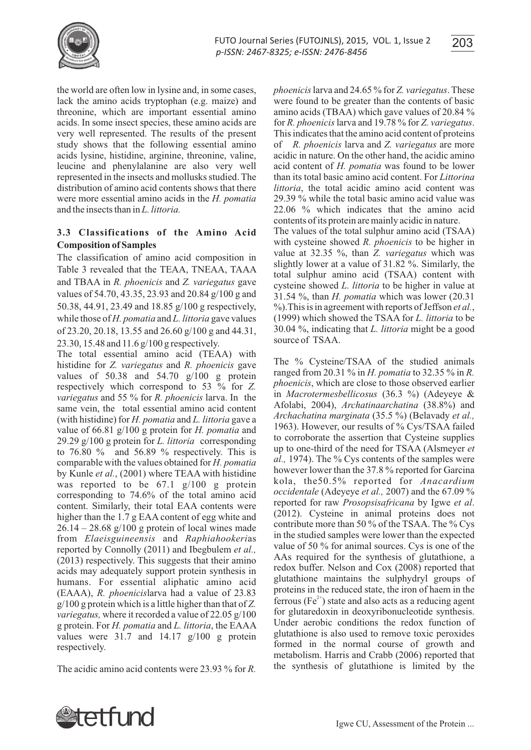the world are often low in lysine and, in some cases, lack the amino acids tryptophan (e.g. maize) and threonine, which are important essential amino acids. In some insect species, these amino acids are very well represented. The results of the present study shows that the following essential amino acids lysine, histidine, arginine, threonine, valine, leucine and phenylalanine are also very well represented in the insects and mollusks studied. The distribution of amino acid contents shows that there were more essential amino acids in the *H. pomatia* and the insects than in *L. littoria.*

### 3.3 Classifications of the Amino Acid Composition of Samples

The classification of amino acid composition in Table 3 revealed that the TEAA, TNEAA, TAAA and TBAA in *R. phoenicis* and *Z. variegatus* gave values of 54.70, 43.35, 23.93 and 20.84 g/100 g and 50.38, 44.91, 23.49 and 18.85 g/100 g respectively, while those of *H. pomatia* and *L. littoria* gave values of 23.20, 20.18, 13.55 and 26.60 g/100 g and 44.31, 23.30, 15.48 and 11.6 g/100 g respectively.

The total essential amino acid (TEAA) with histidine for *Z. variegatus* and *R. phoenicis* gave values of 50.38 and 54.70 g/100 g protein respectively which correspond to 53 % for *Z. variegatus* and 55 % for *R. phoenicis* larva. In the same vein, the total essential amino acid content (with histidine) for *H. pomatia* and *L. littoria* gave a value of 66.81 g/100 g protein for *H. pomatia* and 29.29 g/100 g protein for *L. littoria* corresponding to 76.80 % and 56.89 % respectively. This is comparable with the values obtained for *H. pomatia* by Kunle *et al.*, (2001) where TEAA with histidine was reported to be 67.1 g/100 g protein corresponding to 74.6% of the total amino acid content. Similarly, their total EAA contents were higher than the 1.7 g EAA content of egg white and 26.14 – 28.68 g/100 g protein of local wines made from *Elaeisguineensis* and *Raphiahookeri*as reported by Connolly (2011) and Ibegbulem *et al.,* (2013) respectively. This suggests that their amino acids may adequately support protein synthesis in humans. For essential aliphatic amino acid (EAAA), *R. phoenicis*larva had a value of 23.83 g/100 g protein which is a little higher than that of *Z. variegatus,* where it recorded a value of 22.05 g/100 g protein. For *H. pomatia* and *L. littoria*, the EAAA values were 31.7 and 14.17 g/100 g protein respectively.

The acidic amino acid contents were 23.93 % for *R. phoenicis* larva and 24.65 % for *Z. variegatus*. These were found to be greater than the contents of basic amino acids (TBAA) which gave values of 20.84 % for *R. phoenicis* larva and 19.78 % for *Z. variegatus*. This indicates that the amino acid content of proteins of *R. phoenicis* larva and *Z. variegatus* are more acidic in nature. On the other hand, the acidic amino acid content of *H. pomatia* was found to be lower than its total basic amino acid content. For *Littorina littoria*, the total acidic amino acid content was 29.39 % while the total basic amino acid value was 22.06 % which indicates that the amino acid contents of its protein are mainly acidic in nature.

The values of the total sulphur amino acid (TSAA) with cysteine showed *R. phoenicis* to be higher in value at 32.35 %, than *Z. variegatus* which was slightly lower at a value of 31.82 %. Similarly, the total sulphur amino acid (TSAA) content with cysteine showed *L. littoria* to be higher in value at 31.54 %, than *H. pomatia* which was lower (20.31 %). This is in agreement with reports of Jeffson *et al.*, (1999) which showed the TSAA for *L. littoria* to be 30.04 %, indicating that *L. littoria* might be a good source of TSAA.

The % Cysteine/TSAA of the studied animals ranged from 20.31 % in *H. pomatia* to 32.35 % in *R. phoenicis*, which are close to those observed earlier in *Macrotermesbellicosus* (36.3 %) (Adeyeye & Afolabi, 2004), *Archatinaarchatina* (38.8%) and *Archachatina marginata* (35.5 %) (Belavady *et al.,* 1963). However, our results of % Cys/TSAA failed to corroborate the assertion that Cysteine supplies up to one-third of the need for TSAA (Alsmeyer *et al.,* 1974). The % Cys contents of the samples were however lower than the 37.8 % reported for Garcina kola, the50.5% reported for *Anacardium occidentale* (Adeyeye *et al.,* 2007) and the 67.09 % reported for raw *Prosopsisafricana* by Igwe *et al*. (2012). Cysteine in animal proteins does not contribute more than 50 % of the TSAA. The % Cys in the studied samples were lower than the expected value of 50 % for animal sources. Cys is one of the AAs required for the synthesis of glutathione, a redox buffer. Nelson and Cox (2008) reported that glutathione maintains the sulphydryl groups of proteins in the reduced state, the iron of haem in the ferrous ($Fe^{2+}$) state and also acts as a reducing agent for glutaredoxin in deoxyribonucleotide synthesis. Under aerobic conditions the redox function of glutathione is also used to remove toxic peroxides formed in the normal course of growth and metabolism. Harris and Crabb (2006) reported that the synthesis of glutathione is limited by the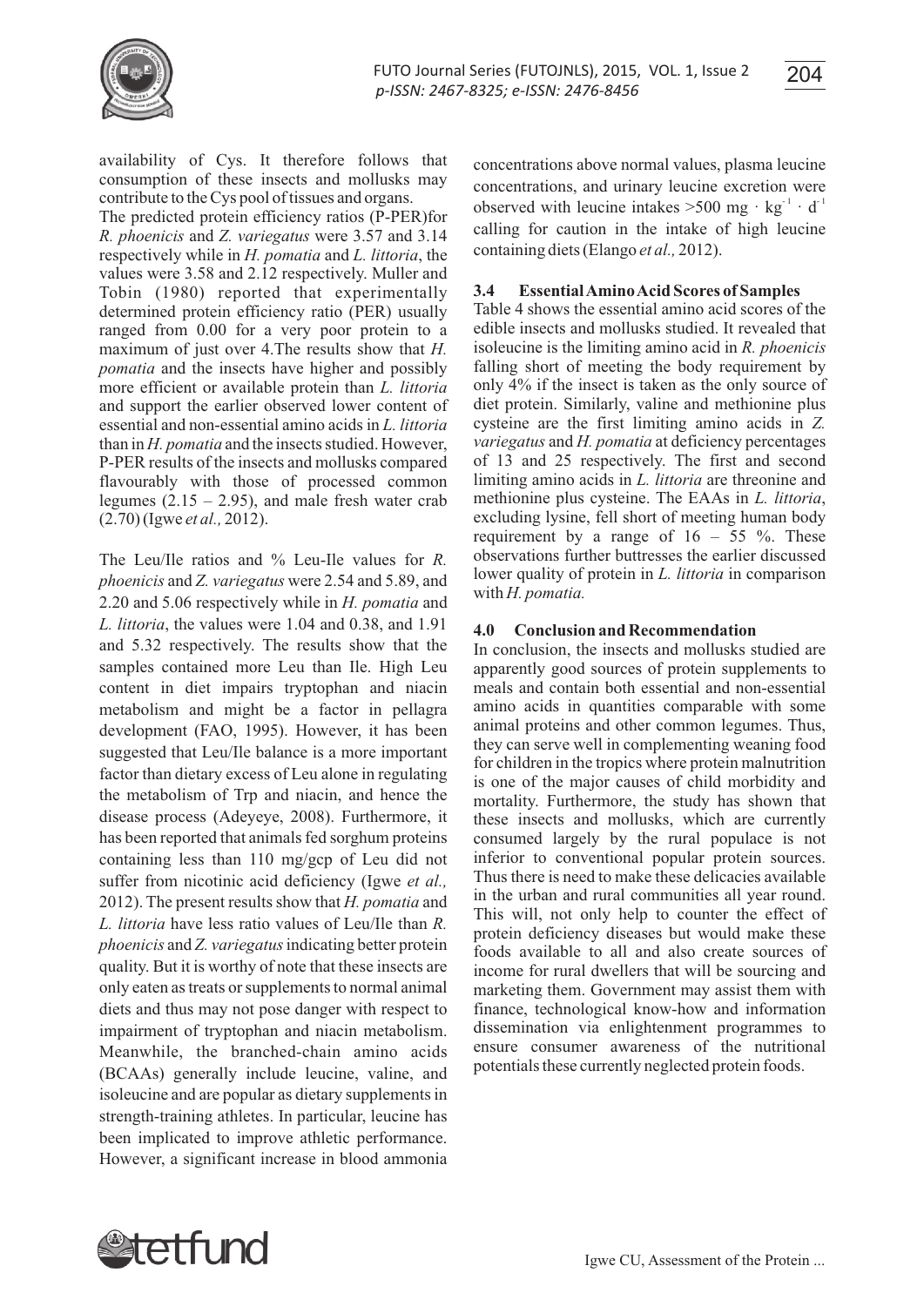availability of Cys. It therefore follows that consumption of these insects and mollusks may contribute to the Cys pool of tissues and organs.

The predicted protein efficiency ratios (P-PER)for *R. phoenicis* and *Z. variegatus* were 3.57 and 3.14 respectively while in *H. pomatia* and *L. littoria*, the values were 3.58 and 2.12 respectively. Muller and Tobin (1980) reported that experimentally determined protein efficiency ratio (PER) usually ranged from 0.00 for a very poor protein to a maximum of just over 4.The results show that *H. pomatia* and the insects have higher and possibly more efficient or available protein than *L. littoria* and support the earlier observed lower content of essential and non-essential amino acids in *L. littoria* than in *H. pomatia* and the insects studied. However, P-PER results of the insects and mollusks compared flavourably with those of processed common legumes (2.15 – 2.95), and male fresh water crab (2.70) (Igwe *et al.,* 2012).

The Leu/Ile ratios and % Leu-Ile values for *R. phoenicis* and *Z. variegatus* were 2.54 and 5.89, and 2.20 and 5.06 respectively while in *H. pomatia* and *L. littoria*, the values were 1.04 and 0.38, and 1.91 and 5.32 respectively. The results show that the samples contained more Leu than Ile. High Leu content in diet impairs tryptophan and niacin metabolism and might be a factor in pellagra development (FAO, 1995). However, it has been suggested that Leu/Ile balance is a more important factor than dietary excess of Leu alone in regulating the metabolism of Trp and niacin, and hence the disease process (Adeyeye, 2008). Furthermore, it has been reported that animals fed sorghum proteins containing less than 110 mg/gcp of Leu did not suffer from nicotinic acid deficiency (Igwe *et al.,* 2012). The present results show that *H. pomatia* and *L. littoria* have less ratio values of Leu/Ile than *R. phoenicis* and *Z. variegatus* indicating better protein quality. But it is worthy of note that these insects are only eaten as treats or supplements to normal animal diets and thus may not pose danger with respect to impairment of tryptophan and niacin metabolism. Meanwhile, the branched-chain amino acids (BCAAs) generally include leucine, valine, and isoleucine and are popular as dietary supplements in strength-training athletes. In particular, leucine has been implicated to improve athletic performance. However, a significant increase in blood ammonia concentrations above normal values, plasma leucine concentrations, and urinary leucine excretion were observed with leucine intakes >500 mg · $kg^{-1}$ · $d^{-1}$ calling for caution in the intake of high leucine containing diets (Elango *et al.,* 2012).

### 3.4 Essential Amino Acid Scores of Samples

Table 4 shows the essential amino acid scores of the edible insects and mollusks studied. It revealed that isoleucine is the limiting amino acid in *R. phoenicis* falling short of meeting the body requirement by only 4% if the insect is taken as the only source of diet protein. Similarly, valine and methionine plus cysteine are the first limiting amino acids in *Z. variegatus* and *H. pomatia* at deficiency percentages of 13 and 25 respectively. The first and second limiting amino acids in *L. littoria* are threonine and methionine plus cysteine. The EAAs in *L. littoria*, excluding lysine, fell short of meeting human body requirement by a range of 16 – 55 %. These observations further buttresses the earlier discussed lower quality of protein in *L. littoria* in comparison with *H. pomatia.*

## 4.0 Conclusion and Recommendation

In conclusion, the insects and mollusks studied are apparently good sources of protein supplements to meals and contain both essential and non-essential amino acids in quantities comparable with some animal proteins and other common legumes. Thus, they can serve well in complementing weaning food for children in the tropics where protein malnutrition is one of the major causes of child morbidity and mortality. Furthermore, the study has shown that these insects and mollusks, which are currently consumed largely by the rural populace is not inferior to conventional popular protein sources. Thus there is need to make these delicacies available in the urban and rural communities all year round. This will, not only help to counter the effect of protein deficiency diseases but would make these foods available to all and also create sources of income for rural dwellers that will be sourcing and marketing them. Government may assist them with finance, technological know-how and information dissemination via enlightenment programmes to ensure consumer awareness of the nutritional potentials these currently neglected protein foods.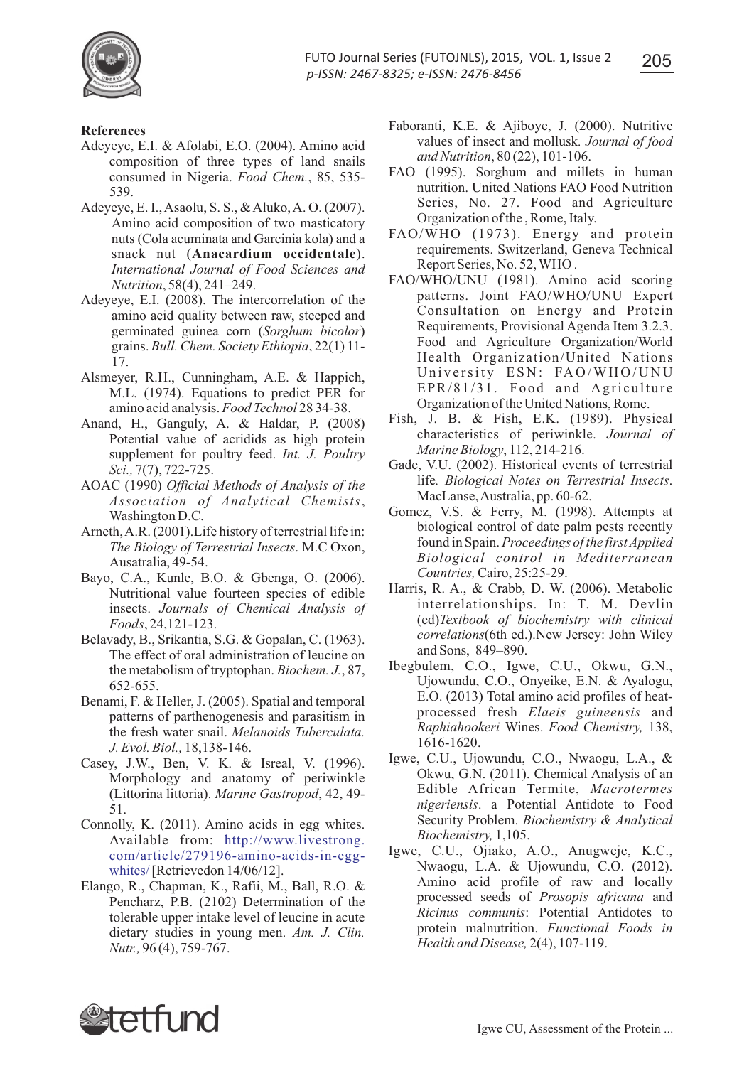**References**

Adeyeye, E.I. & Afolabi, E.O. (2004). Amino acid composition of three types of land snails consumed in Nigeria. *Food Chem.*, 85, 535-539.

Adeyeye, E. I., Asaolu, S. S., & Aluko, A. O. (2007). Amino acid composition of two masticatory nuts (Cola acuminata and Garcinia kola) and a snack nut (**Anacardium occidentale**). *International Journal of Food Sciences and Nutrition*, 58(4), 241–249.

Adeyeye, E.I. (2008). The intercorrelation of the amino acid quality between raw, steeped and germinated guinea corn (*Sorghum bicolor*) grains. *Bull. Chem. Society Ethiopia*, 22(1) 11-17.

Alsmeyer, R.H., Cunningham, A.E. & Happich, M.L. (1974). Equations to predict PER for amino acid analysis. *Food Technol* 28 34-38.

Anand, H., Ganguly, A. & Haldar, P. (2008) Potential value of acridids as high protein supplement for poultry feed. *Int. J. Poultry Sci.,* 7(7), 722-725.

AOAC (1990) *Official Methods of Analysis of the Association of Analytical Chemists*, Washington D.C.

Arneth, A.R. (2001).Life history of terrestrial life in: *The Biology of Terrestrial Insects*. M.C Oxon, Ausatralia, 49-54.

Bayo, C.A., Kunle, B.O. & Gbenga, O. (2006). Nutritional value fourteen species of edible insects. *Journals of Chemical Analysis of Foods*, 24,121-123.

Belavady, B., Srikantia, S.G. & Gopalan, C. (1963). The effect of oral administration of leucine on the metabolism of tryptophan. *Biochem. J.*, 87, 652-655.

Benami, F. & Heller, J. (2005). Spatial and temporal patterns of parthenogenesis and parasitism in the fresh water snail. *Melanoids Tuberculata. J. Evol. Biol.,* 18,138-146.

Casey, J.W., Ben, V. K. & Isreal, V. (1996). Morphology and anatomy of periwinkle (Littorina littoria). *Marine Gastropod*, 42, 49-51.

Connolly, K. (2011). Amino acids in egg whites. Available from: http://www.livestrong.com/article/279196-amino-acids-in-egg-whites/ [Retrievedon 14/06/12].

Elango, R., Chapman, K., Rafii, M., Ball, R.O. & Pencharz, P.B. (2102) Determination of the tolerable upper intake level of leucine in acute dietary studies in young men. *Am. J. Clin. Nutr.,* 96 (4), 759-767.

Faboranti, K.E. & Ajiboye, J. (2000). Nutritive values of insect and mollusk. *Journal of food and Nutrition*, 80 (22), 101-106.

FAO (1995). Sorghum and millets in human nutrition. United Nations FAO Food Nutrition Series, No. 27. Food and Agriculture Organization of the , Rome, Italy.

FAO/WHO (1973). Energy and protein requirements. Switzerland, Geneva Technical Report Series, No. 52, WHO .

FAO/WHO/UNU (1981). Amino acid scoring patterns. Joint FAO/WHO/UNU Expert Consultation on Energy and Protein Requirements, Provisional Agenda Item 3.2.3. Food and Agriculture Organization/World Health Organization/United Nations University ESN: FAO/WHO/UNU EPR/81/31. Food and Agriculture Organization of the United Nations, Rome.

Fish, J. B. & Fish, E.K. (1989). Physical characteristics of periwinkle. *Journal of Marine Biology*, 112, 214-216.

Gade, V.U. (2002). Historical events of terrestrial life. *Biological Notes on Terrestrial Insects*. MacLanse, Australia, pp. 60-62.

Gomez, V.S. & Ferry, M. (1998). Attempts at biological control of date palm pests recently found in Spain. *Proceedings of the first Applied Biological control in Mediterranean Countries,* Cairo, 25:25-29.

Harris, R. A., & Crabb, D. W. (2006). Metabolic interrelationships. In: T. M. Devlin (ed)*Textbook of biochemistry with clinical correlations*(6th ed.).New Jersey: John Wiley and Sons, 849–890.

Ibegbulem, C.O., Igwe, C.U., Okwu, G.N., Ujowundu, C.O., Onyeike, E.N. & Ayalogu, E.O. (2013) Total amino acid profiles of heat-processed fresh *Elaeis guineensis* and *Raphiahookeri* Wines. *Food Chemistry,* 138, 1616-1620.

Igwe, C.U., Ujowundu, C.O., Nwaogu, L.A., & Okwu, G.N. (2011). Chemical Analysis of an Edible African Termite, *Macrotermes nigeriensis*. a Potential Antidote to Food Security Problem. *Biochemistry & Analytical Biochemistry,* 1,105.

Igwe, C.U., Ojiako, A.O., Anugweje, K.C., Nwaogu, L.A. & Ujowundu, C.O. (2012). Amino acid profile of raw and locally processed seeds of *Prosopis africana* and *Ricinus communis*: Potential Antidotes to protein malnutrition. *Functional Foods in Health and Disease,* 2(4), 107-119.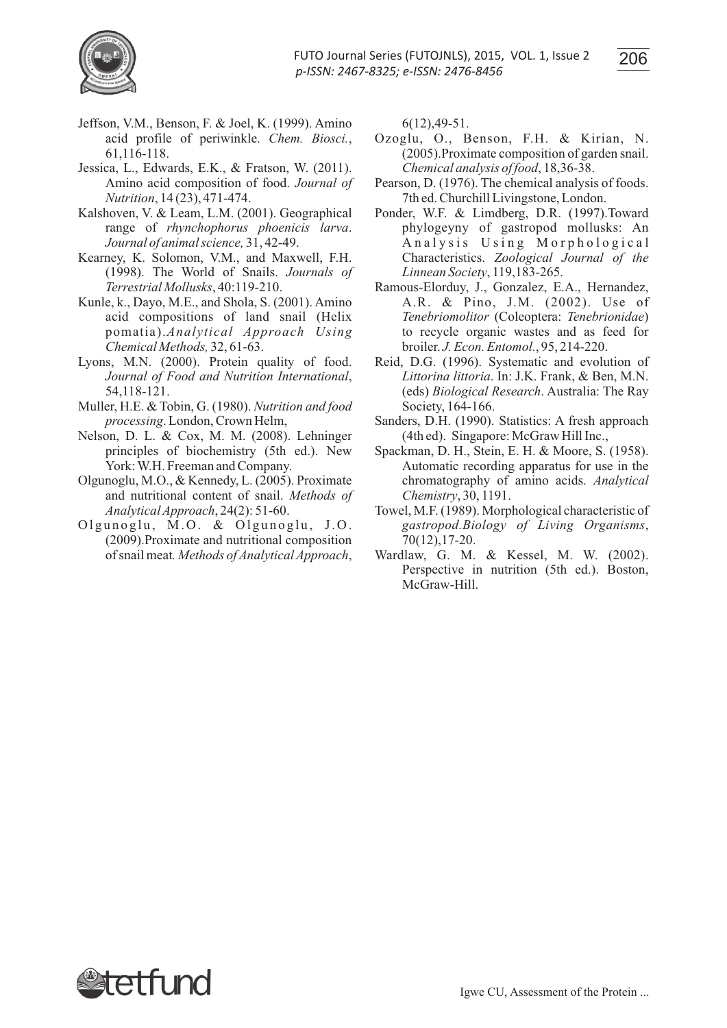Jeffson, V.M., Benson, F. & Joel, K. (1999). Amino acid profile of periwinkle. *Chem. Biosci.*, 61,116-118.

Jessica, L., Edwards, E.K., & Fratson, W. (2011). Amino acid composition of food. *Journal of Nutrition*, 14 (23), 471-474.

Kalshoven, V. & Leam, L.M. (2001). Geographical range of *rhynchophorus phoenicis larva*. *Journal of animal science,* 31, 42-49.

Kearney, K. Solomon, V.M., and Maxwell, F.H. (1998). The World of Snails. *Journals of Terrestrial Mollusks*, 40:119-210.

Kunle, k., Dayo, M.E., and Shola, S. (2001). Amino acid compositions of land snail (Helix pomatia).*Analytical Approach Using Chemical Methods,* 32, 61-63.

Lyons, M.N. (2000). Protein quality of food. *Journal of Food and Nutrition International*, 54,118-121.

Muller, H.E. & Tobin, G. (1980). *Nutrition and food processing*. London, Crown Helm,

Nelson, D. L. & Cox, M. M. (2008). Lehninger principles of biochemistry (5th ed.). New York: W.H. Freeman and Company.

Olgunoglu, M.O., & Kennedy, L. (2005). Proximate and nutritional content of snail. *Methods of Analytical Approach*, 24(2): 51-60.

Olgunoglu, M.O. & Olgunoglu, J.O. (2009).Proximate and nutritional composition of snail meat*. Methods of Analytical Approach*, 6(12),49-51.

Ozoglu, O., Benson, F.H. & Kirian, N. (2005).Proximate composition of garden snail. *Chemical analysis of food*, 18,36-38.

Pearson, D. (1976). The chemical analysis of foods. 7th ed. Churchill Livingstone, London.

Ponder, W.F. & Limdberg, D.R. (1997).Toward phylogeyny of gastropod mollusks: An Analysis Using Morphological Characteristics. *Zoological Journal of the Linnean Society*, 119,183-265.

Ramous-Elorduy, J., Gonzalez, E.A., Hernandez, A.R. & Pino, J.M. (2002). Use of *Tenebriomolitor* (Coleoptera: *Tenebrionidae*) to recycle organic wastes and as feed for broiler. *J. Econ. Entomol.*, 95, 214-220.

Reid, D.G. (1996). Systematic and evolution of *Littorina littoria*. In: J.K. Frank, & Ben, M.N. (eds) *Biological Research*. Australia: The Ray Society, 164-166.

Sanders, D.H. (1990). Statistics: A fresh approach (4th ed). Singapore: McGraw Hill Inc.,

Spackman, D. H., Stein, E. H. & Moore, S. (1958). Automatic recording apparatus for use in the chromatography of amino acids. *Analytical Chemistry*, 30, 1191.

Towel, M.F. (1989). Morphological characteristic of *gastropod.Biology of Living Organisms*, 70(12),17-20.

Wardlaw, G. M. & Kessel, M. W. (2002). Perspective in nutrition (5th ed.). Boston, McGraw-Hill.